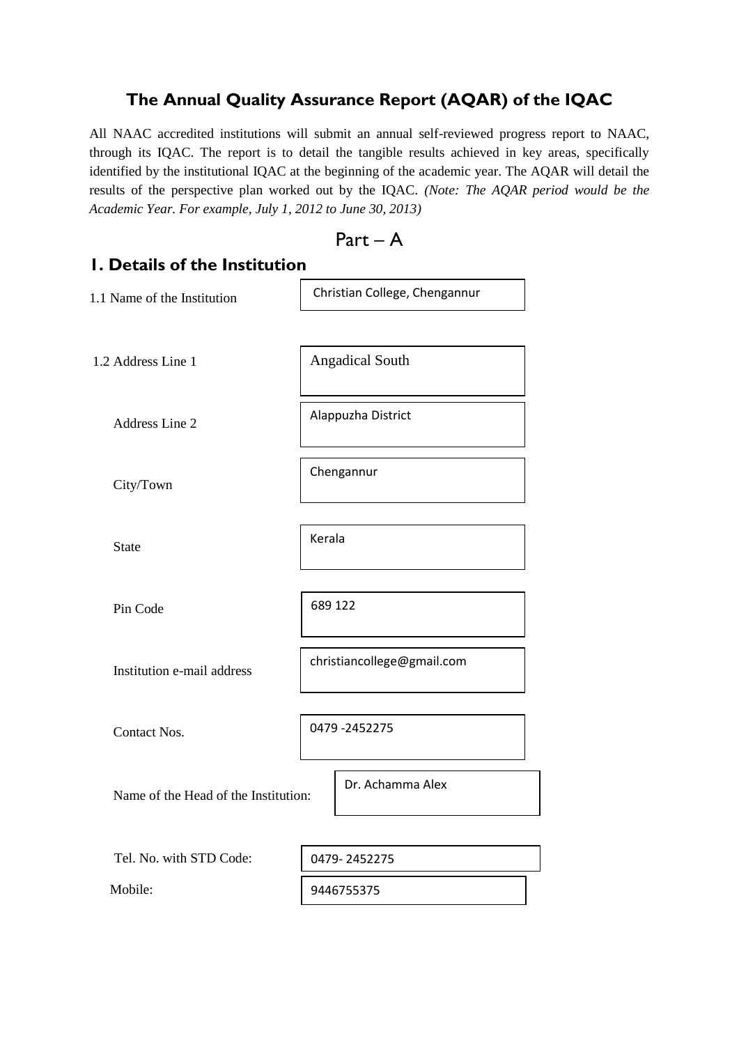# The Annual Quality Assurance Report (AQAR) of the IQAC

All NAAC accredited institutions will submit an annual self-reviewed progress report to NAAC, through its IQAC. The report is to detail the tangible results achieved in key areas, specifically identified by the institutional IQAC at the beginning of the academic year. The AQAR will detail the results of the perspective plan worked out by the IQAC. *(Note: The AQAR period would be the Academic Year. For example, July 1, 2012 to June 30, 2013)*

## Part – A

## 1. Details of the Institution

| | |
|---|---|
| 1.1 Name of the Institution | Christian College, Chengannur |
| 1.2 Address Line 1 | Angadical South |
| Address Line 2 | Alappuzha District |
| City/Town | Chengannur |
| State | Kerala |
| Pin Code | 689 122 |
| Institution e-mail address | christiancollege@gmail.com |
| Contact Nos. | 0479 -2452275 |
| Name of the Head of the Institution: | Dr. Achamma Alex |
| Tel. No. with STD Code: | 0479- 2452275 |
| Mobile: | 9446755375 |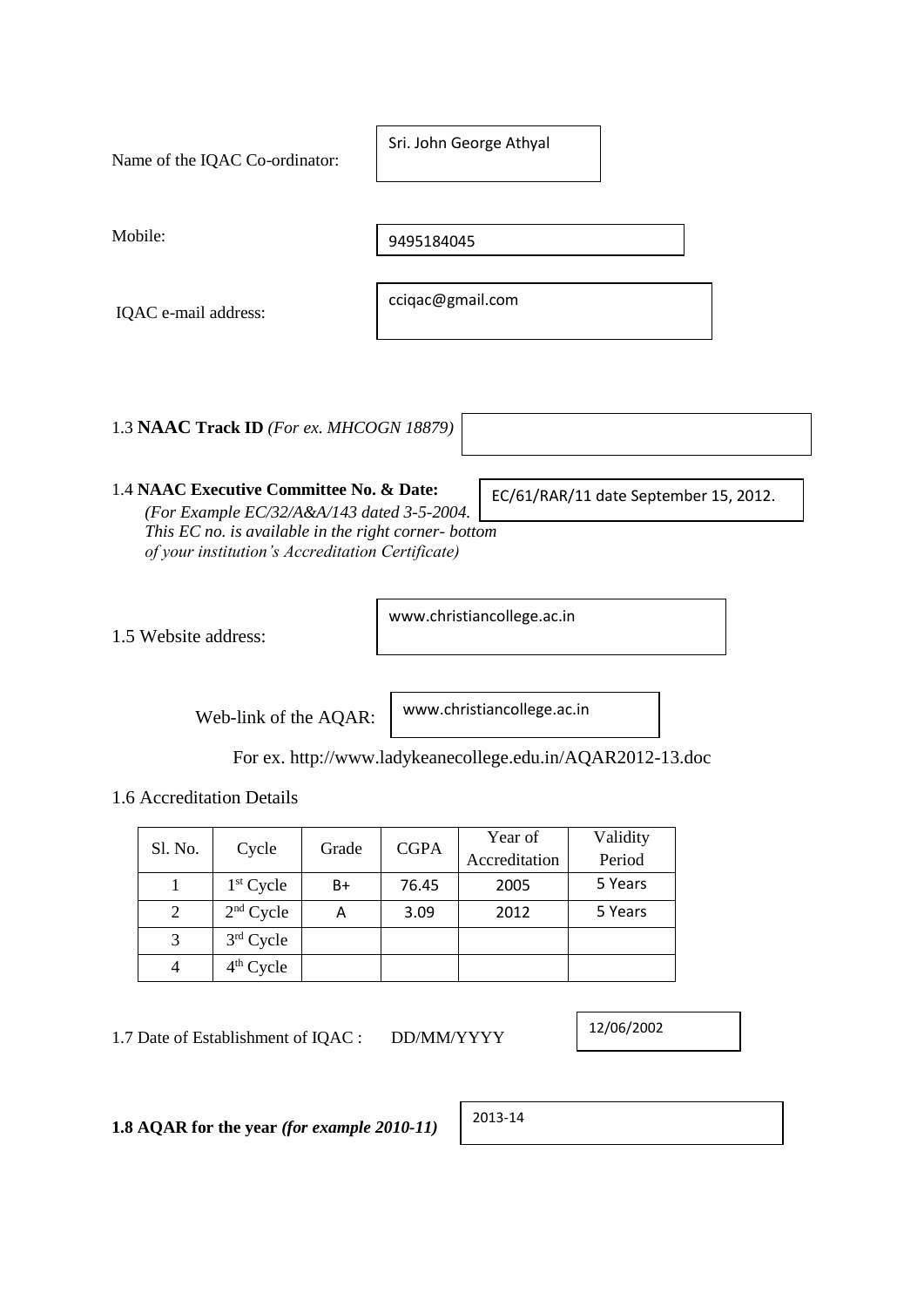Name of the IQAC Co-ordinator: Sri. John George Athyal

Mobile: 9495184045

IQAC e-mail address: cciqac@gmail.com

1.3 **NAACTrack ID** *(For ex. MHCOGN 18879)*

1.4 **NAAC Executive Committee No. & Date:** EC/61/RAR/11 date September 15, 2012.

*(For Example EC/32/A&A/143 dated 3-5-2004. This EC no. is available in the right corner- bottom of your institution's Accreditation Certificate)*

1.5 Website address: www.christiancollege.ac.in

Web-link of the AQAR: www.christiancollege.ac.in

For ex. http://www.ladykeanecollege.edu.in/AQAR2012-13.doc

1.6 Accreditation Details

| Sl. No. | Cycle | Grade | CGPA | Year of Accreditation | Validity Period |
|---|---|---|---|---|---|
| 1 | 1st Cycle | B+ | 76.45 | 2005 | 5 Years |
| 2 | 2nd Cycle | A | 3.09 | 2012 | 5 Years |
| 3 | 3rd Cycle | | | | |
| 4 | 4th Cycle | | | | |

1.7 Date of Establishment of IQAC : DD/MM/YYYY 12/06/2002

**1.8 AQAR for the year** ***(for example 2010-11)*** 2013-14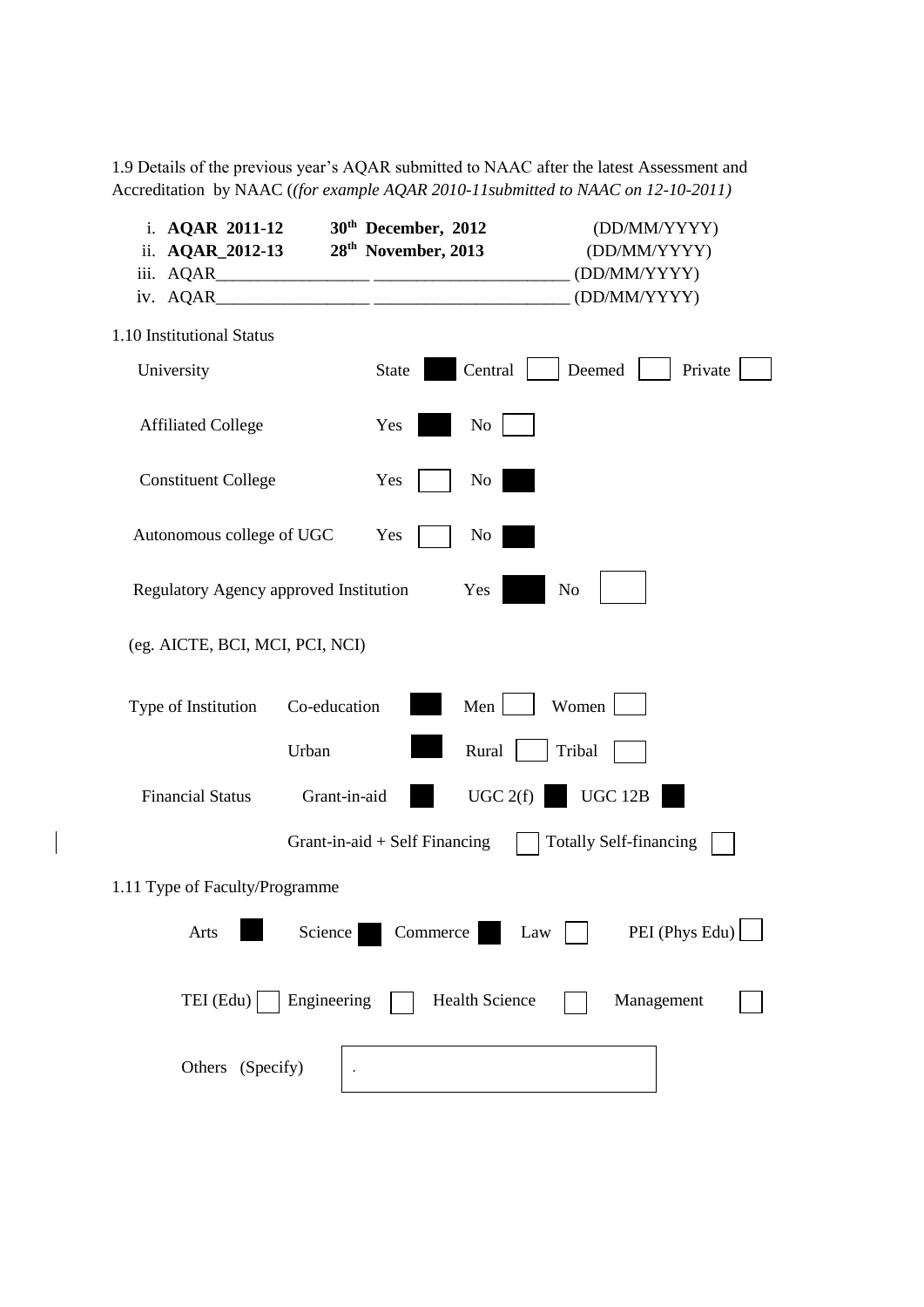1.9 Details of the previous year's AQAR submitted to NAAC after the latest Assessment and Accreditation by NAAC (*(for example AQAR 2010-11submitted to NAAC on 12-10-2011)*

i. **AQAR 2011-12** **30th December, 2012** (DD/MM/YYYY)

ii. **AQAR_2012-13** **28th November, 2013** (DD/MM/YYYY)

iii. AQAR_________________ _______________________ (DD/MM/YYYY)

iv. AQAR_________________ _______________________ (DD/MM/YYYY)

1.10 Institutional Status

University: State ■ Central ☐ Deemed ☐ Private ☐

Affiliated College: Yes ■ No ☐

Constituent College: Yes ☐ No ■

Autonomous college of UGC: Yes ☐ No ■

Regulatory Agency approved Institution: Yes ■ No ☐

(eg. AICTE, BCI, MCI, PCI, NCI)

Type of Institution: Co-education ■ Men ☐ Women ☐

Urban ■ Rural ☐ Tribal ☐

Financial Status: Grant-in-aid ■ UGC 2(f) ■ UGC 12B ■

Grant-in-aid + Self Financing ☐ Totally Self-financing ☐

1.11 Type of Faculty/Programme

Arts ■ Science ■ Commerce ■ Law ☐ PEI (Phys Edu) ☐

TEI (Edu) ☐ Engineering ☐ Health Science ☐ Management ☐

Others (Specify) .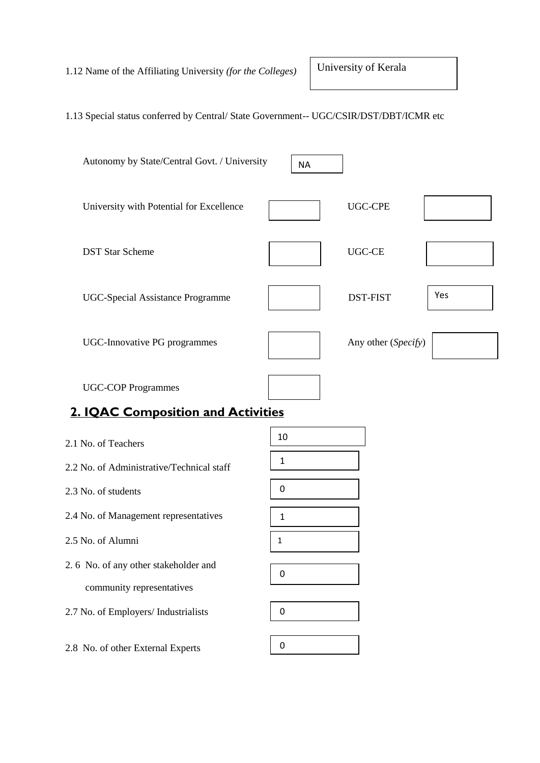1.12 Name of the Affiliating University *(for the Colleges)* | University of Kerala

1.13 Special status conferred by Central/ State Government-- UGC/CSIR/DST/DBT/ICMR etc

| | | | |
|---|---|---|---|
| Autonomy by State/Central Govt. / University | NA | | |
| University with Potential for Excellence | | UGC-CPE | |
| DST Star Scheme | | UGC-CE | |
| UGC-Special Assistance Programme | | DST-FIST | Yes |
| UGC-Innovative PG programmes | | Any other (*Specify*) | |
| UGC-COP Programmes | | | |

## 2. IQAC Composition and Activities

| | |
|---|---|
| 2.1 No. of Teachers | 10 |
| 2.2 No. of Administrative/Technical staff | 1 |
| 2.3 No. of students | 0 |
| 2.4 No. of Management representatives | 1 |
| 2.5 No. of Alumni | 1 |
| 2.6 No. of any other stakeholder and community representatives | 0 |
| 2.7 No. of Employers/ Industrialists | 0 |
| 2.8 No. of other External Experts | 0 |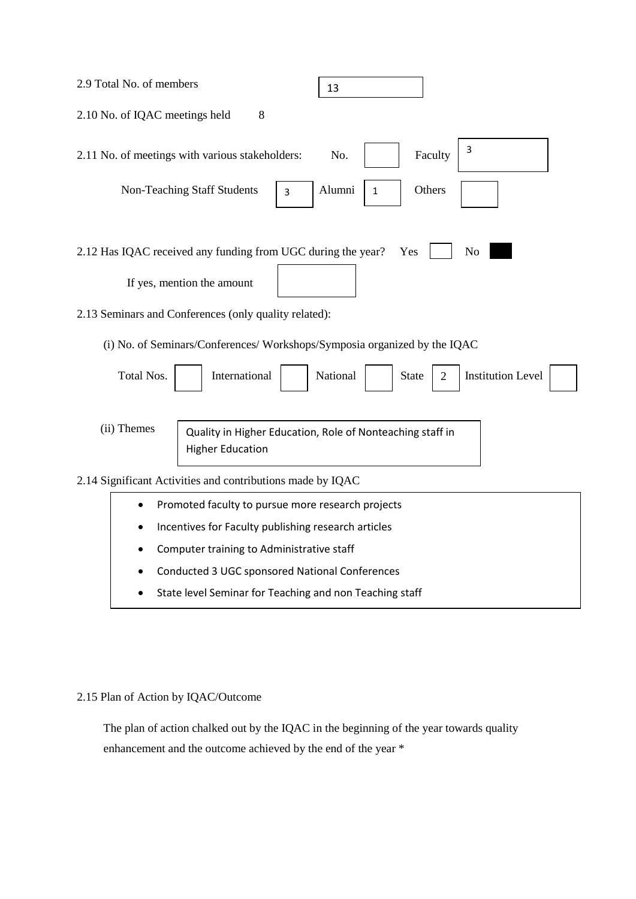2.9 Total No. of members 13

2.10 No. of IQAC meetings held 8

2.11 No. of meetings with various stakeholders: No. Faculty 3

Non-Teaching Staff Students 3 Alumni 1 Others

2.12 Has IQAC received any funding from UGC during the year? Yes No ■

If yes, mention the amount

2.13 Seminars and Conferences (only quality related):

(i) No. of Seminars/Conferences/ Workshops/Symposia organized by the IQAC

| Total Nos. | International | National | State | Institution Level |
|---|---|---|---|---|
| | | | 2 | |

(ii) Themes: Quality in Higher Education, Role of Nonteaching staff in Higher Education

2.14 Significant Activities and contributions made by IQAC

- Promoted faculty to pursue more research projects
- Incentives for Faculty publishing research articles
- Computer training to Administrative staff
- Conducted 3 UGC sponsored National Conferences
- State level Seminar for Teaching and non Teaching staff

2.15 Plan of Action by IQAC/Outcome

The plan of action chalked out by the IQAC in the beginning of the year towards quality enhancement and the outcome achieved by the end of the year *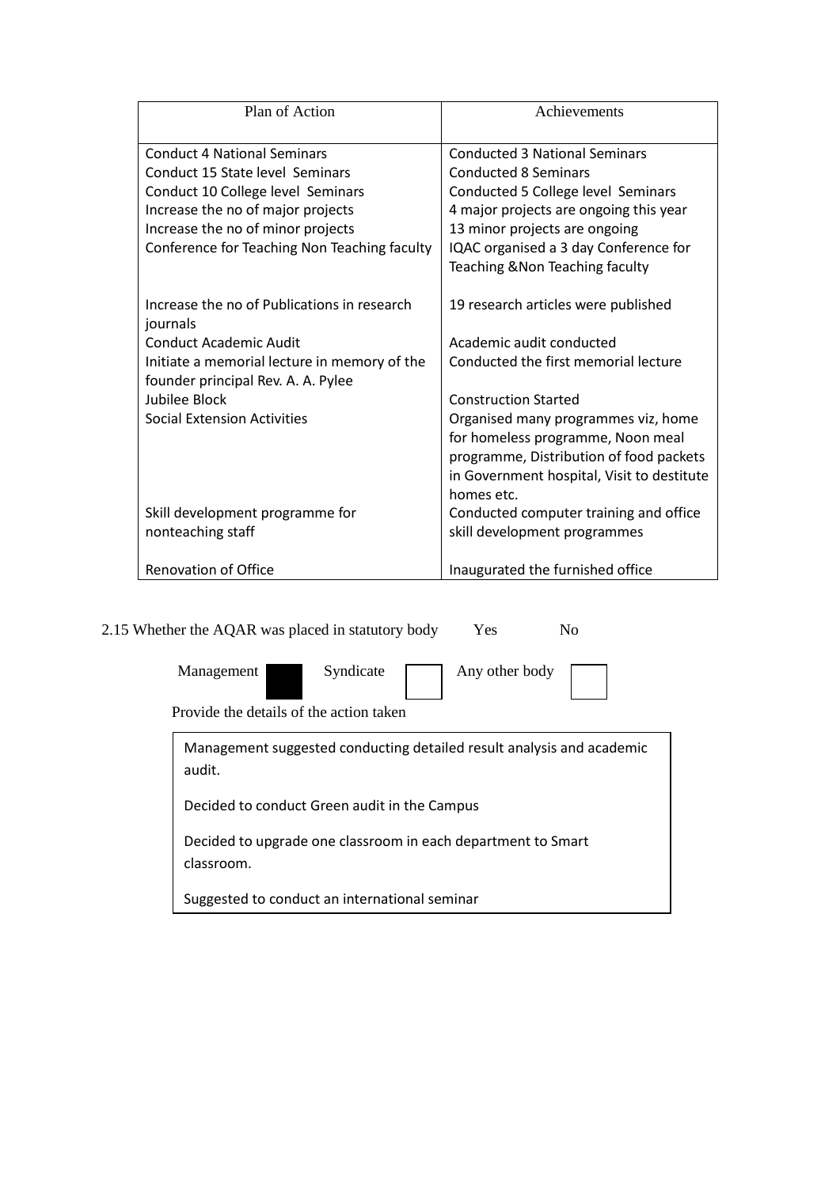| Plan of Action | Achievements |
|---|---|
| Conduct 4 National Seminars | Conducted 3 National Seminars |
| Conduct 15 State level Seminars | Conducted 8 Seminars |
| Conduct 10 College level Seminars | Conducted 5 College level Seminars |
| Increase the no of major projects | 4 major projects are ongoing this year |
| Increase the no of minor projects | 13 minor projects are ongoing |
| Conference for Teaching Non Teaching faculty | IQAC organised a 3 day Conference for Teaching &Non Teaching faculty |
| Increase the no of Publications in research journals | 19 research articles were published |
| Conduct Academic Audit | Academic audit conducted |
| Initiate a memorial lecture in memory of the founder principal Rev. A. A. Pylee | Conducted the first memorial lecture |
| Jubilee Block | Construction Started |
| Social Extension Activities | Organised many programmes viz, home for homeless programme, Noon meal programme, Distribution of food packets in Government hospital, Visit to destitute homes etc. |
| Skill development programme for nonteaching staff | Conducted computer training and office skill development programmes |
| Renovation of Office | Inaugurated the furnished office |

2.15 Whether the AQAR was placed in statutory body Yes No

Management ■ Syndicate ☐ Any other body ☐

Provide the details of the action taken

Management suggested conducting detailed result analysis and academic audit.

Decided to conduct Green audit in the Campus

Decided to upgrade one classroom in each department to Smart classroom.

Suggested to conduct an international seminar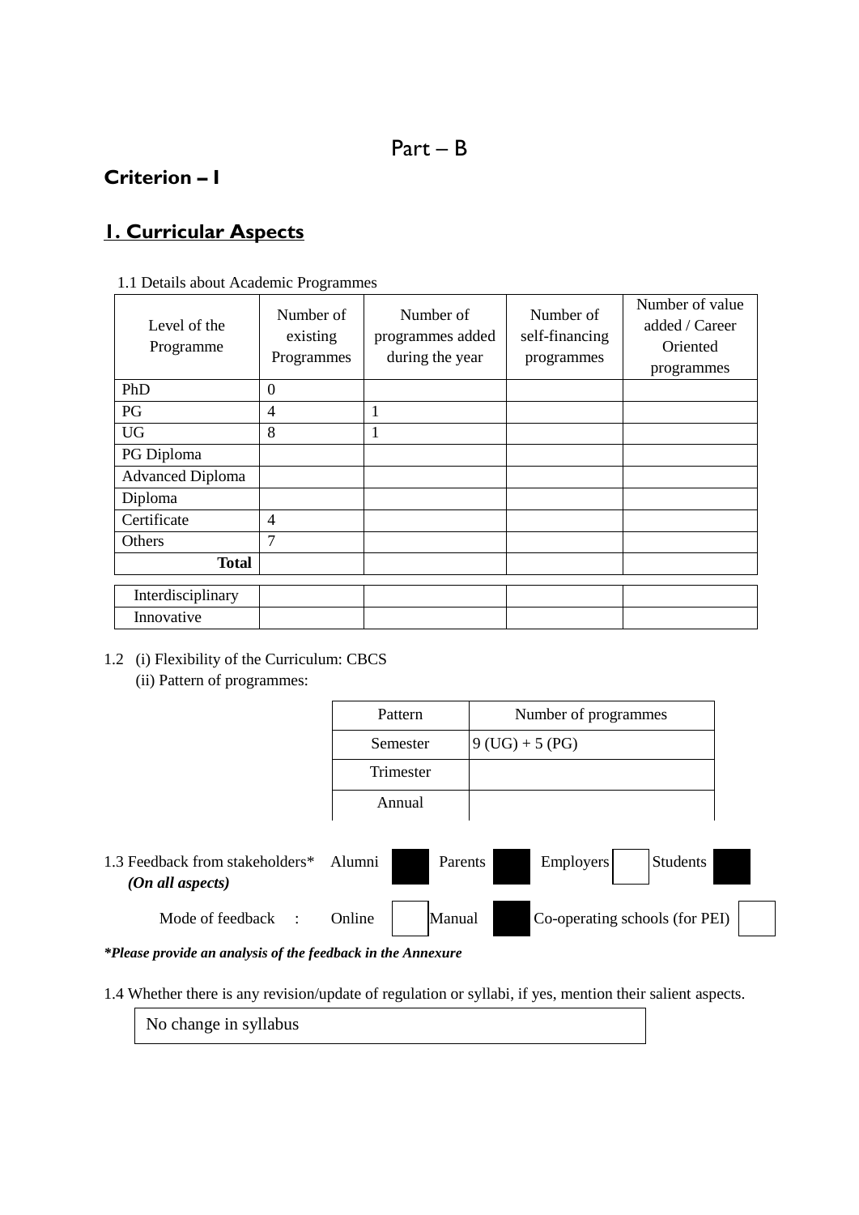# Part – B

## Criterion – I

## 1. Curricular Aspects

1.1 Details about Academic Programmes

| Level of the Programme | Number of existing Programmes | Number of programmes added during the year | Number of self-financing programmes | Number of value added / Career Oriented programmes |
|---|---|---|---|---|
| PhD | 0 | | | |
| PG | 4 | 1 | | |
| UG | 8 | 1 | | |
| PG Diploma | | | | |
| Advanced Diploma | | | | |
| Diploma | | | | |
| Certificate | 4 | | | |
| Others | 7 | | | |
| **Total** | | | | |
| Interdisciplinary | | | | |
| Innovative | | | | |

1.2 (i) Flexibility of the Curriculum: CBCS

(ii) Pattern of programmes:

| Pattern | Number of programmes |
|---|---|
| Semester | 9 (UG) + 5 (PG) |
| Trimester | |
| Annual | |

1.3 Feedback from stakeholders* *(On all aspects)* Alumni ■ Parents ■ Employers ☐ Students ■

Mode of feedback : Online ☐ Manual ■ Co-operating schools (for PEI) ☐

***Please provide an analysis of the feedback in the Annexure***

1.4 Whether there is any revision/update of regulation or syllabi, if yes, mention their salient aspects.

No change in syllabus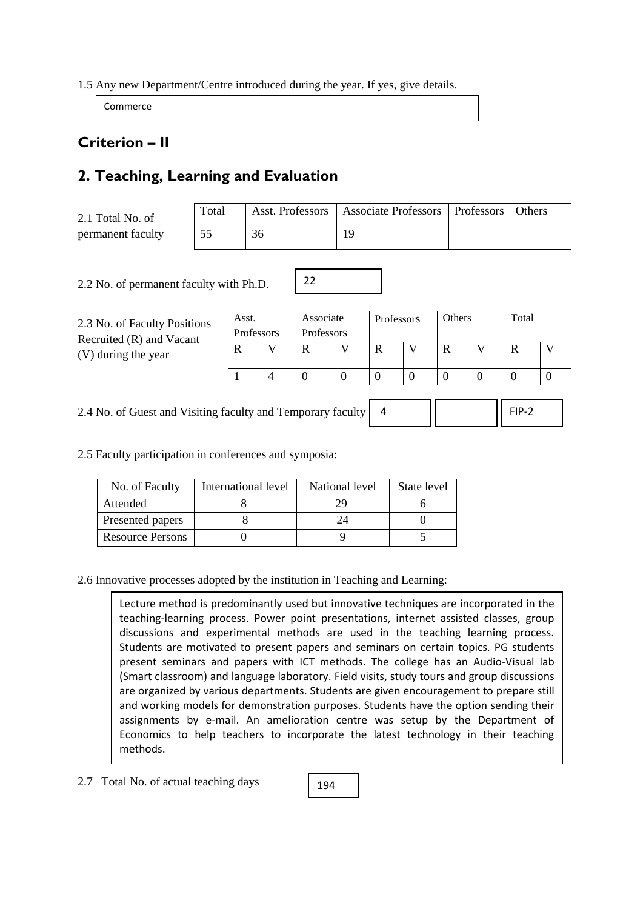1.5 Any new Department/Centre introduced during the year. If yes, give details.

Commerce

## Criterion – II

## 2. Teaching, Learning and Evaluation

2.1 Total No. of permanent faculty

| Total | Asst. Professors | Associate Professors | Professors | Others |
|---|---|---|---|---|
| 55 | 36 | 19 | | |

2.2 No. of permanent faculty with Ph.D. 22

2.3 No. of Faculty Positions Recruited (R) and Vacant (V) during the year

| Asst. Professors | | Associate Professors | | Professors | | Others | | Total | |
|---|---|---|---|---|---|---|---|---|---|
| R | V | R | V | R | V | R | V | R | V |
| 1 | 4 | 0 | 0 | 0 | 0 | 0 | 0 | 0 | 0 |

2.4 No. of Guest and Visiting faculty and Temporary faculty

| 4 | | FIP-2 |
|---|---|---|

2.5 Faculty participation in conferences and symposia:

| No. of Faculty | International level | National level | State level |
|---|---|---|---|
| Attended | 8 | 29 | 6 |
| Presented papers | 8 | 24 | 0 |
| Resource Persons | 0 | 9 | 5 |

2.6 Innovative processes adopted by the institution in Teaching and Learning:

Lecture method is predominantly used but innovative techniques are incorporated in the teaching-learning process. Power point presentations, internet assisted classes, group discussions and experimental methods are used in the teaching learning process. Students are motivated to present papers and seminars on certain topics. PG students present seminars and papers with ICT methods. The college has an Audio-Visual lab (Smart classroom) and language laboratory. Field visits, study tours and group discussions are organized by various departments. Students are given encouragement to prepare still and working models for demonstration purposes. Students have the option sending their assignments by e-mail. An amelioration centre was setup by the Department of Economics to help teachers to incorporate the latest technology in their teaching methods.

2.7 Total No. of actual teaching days 194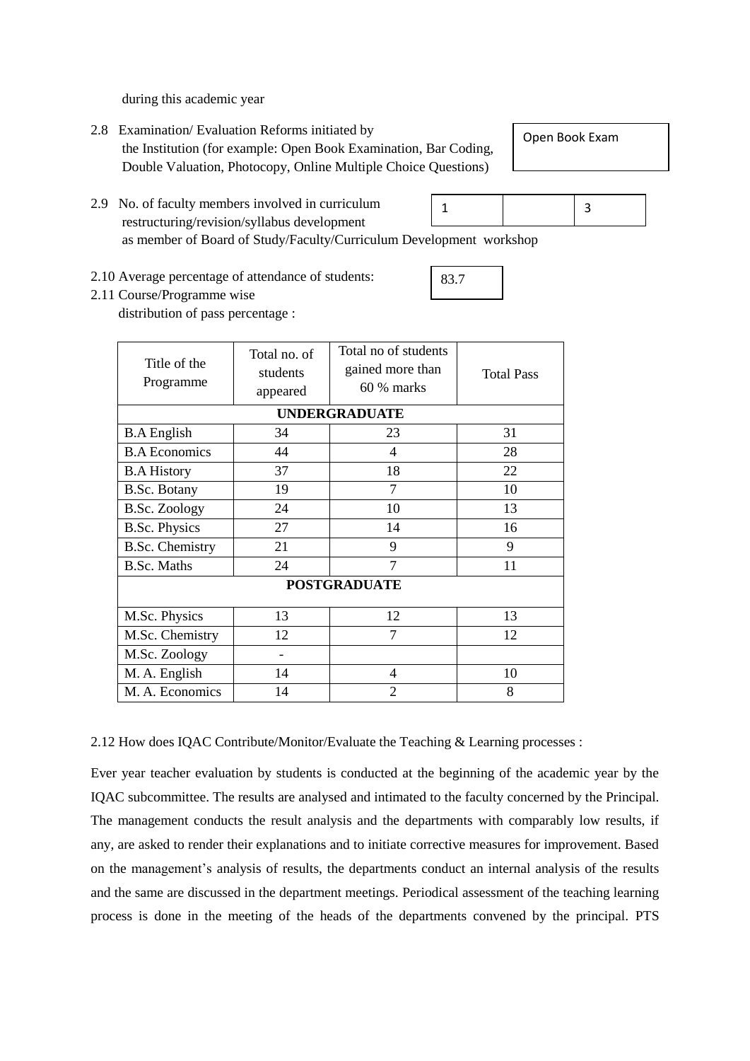during this academic year

2.8 Examination/ Evaluation Reforms initiated by the Institution (for example: Open Book Examination, Bar Coding, Double Valuation, Photocopy, Online Multiple Choice Questions)

Open Book Exam

2.9 No. of faculty members involved in curriculum restructuring/revision/syllabus development as member of Board of Study/Faculty/Curriculum Development workshop

| 1 | | 3 |
|---|---|---|

2.10 Average percentage of attendance of students: 83.7

2.11 Course/Programme wise distribution of pass percentage :

| Title of the Programme | Total no. of students appeared | Total no of students gained more than 60 % marks | Total Pass |
|---|---|---|---|
| **UNDERGRADUATE** | | | |
| B.A English | 34 | 23 | 31 |
| B.A Economics | 44 | 4 | 28 |
| B.A History | 37 | 18 | 22 |
| B.Sc. Botany | 19 | 7 | 10 |
| B.Sc. Zoology | 24 | 10 | 13 |
| B.Sc. Physics | 27 | 14 | 16 |
| B.Sc. Chemistry | 21 | 9 | 9 |
| B.Sc. Maths | 24 | 7 | 11 |
| **POSTGRADUATE** | | | |
| M.Sc. Physics | 13 | 12 | 13 |
| M.Sc. Chemistry | 12 | 7 | 12 |
| M.Sc. Zoology | - | | |
| M. A. English | 14 | 4 | 10 |
| M. A. Economics | 14 | 2 | 8 |

2.12 How does IQAC Contribute/Monitor/Evaluate the Teaching & Learning processes :

Ever year teacher evaluation by students is conducted at the beginning of the academic year by the IQAC subcommittee. The results are analysed and intimated to the faculty concerned by the Principal. The management conducts the result analysis and the departments with comparably low results, if any, are asked to render their explanations and to initiate corrective measures for improvement. Based on the management's analysis of results, the departments conduct an internal analysis of the results and the same are discussed in the department meetings. Periodical assessment of the teaching learning process is done in the meeting of the heads of the departments convened by the principal. PTS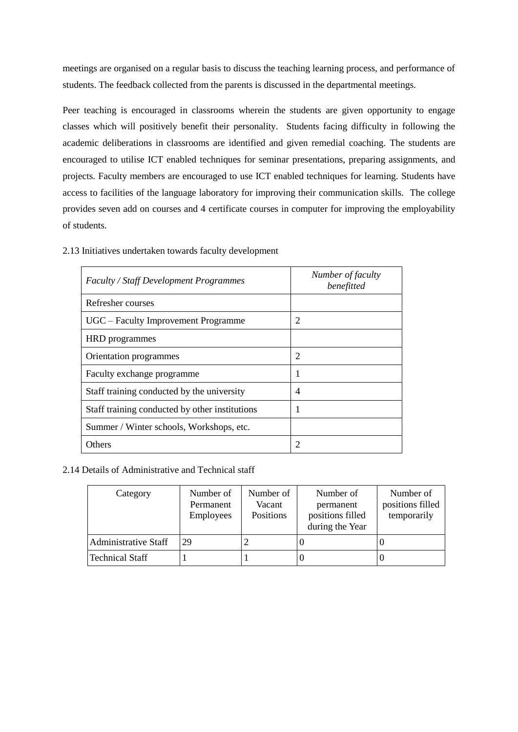meetings are organised on a regular basis to discuss the teaching learning process, and performance of students. The feedback collected from the parents is discussed in the departmental meetings.

Peer teaching is encouraged in classrooms wherein the students are given opportunity to engage classes which will positively benefit their personality. Students facing difficulty in following the academic deliberations in classrooms are identified and given remedial coaching. The students are encouraged to utilise ICT enabled techniques for seminar presentations, preparing assignments, and projects. Faculty members are encouraged to use ICT enabled techniques for learning. Students have access to facilities of the language laboratory for improving their communication skills. The college provides seven add on courses and 4 certificate courses in computer for improving the employability of students.

2.13 Initiatives undertaken towards faculty development

| *Faculty / Staff Development Programmes* | *Number of faculty benefitted* |
|---|---|
| Refresher courses | |
| UGC – Faculty Improvement Programme | 2 |
| HRD programmes | |
| Orientation programmes | 2 |
| Faculty exchange programme | 1 |
| Staff training conducted by the university | 4 |
| Staff training conducted by other institutions | 1 |
| Summer / Winter schools, Workshops, etc. | |
| Others | 2 |

2.14 Details of Administrative and Technical staff

| Category | Number of Permanent Employees | Number of Vacant Positions | Number of permanent positions filled during the Year | Number of positions filled temporarily |
|---|---|---|---|---|
| Administrative Staff | 29 | 2 | 0 | 0 |
| Technical Staff | 1 | 1 | 0 | 0 |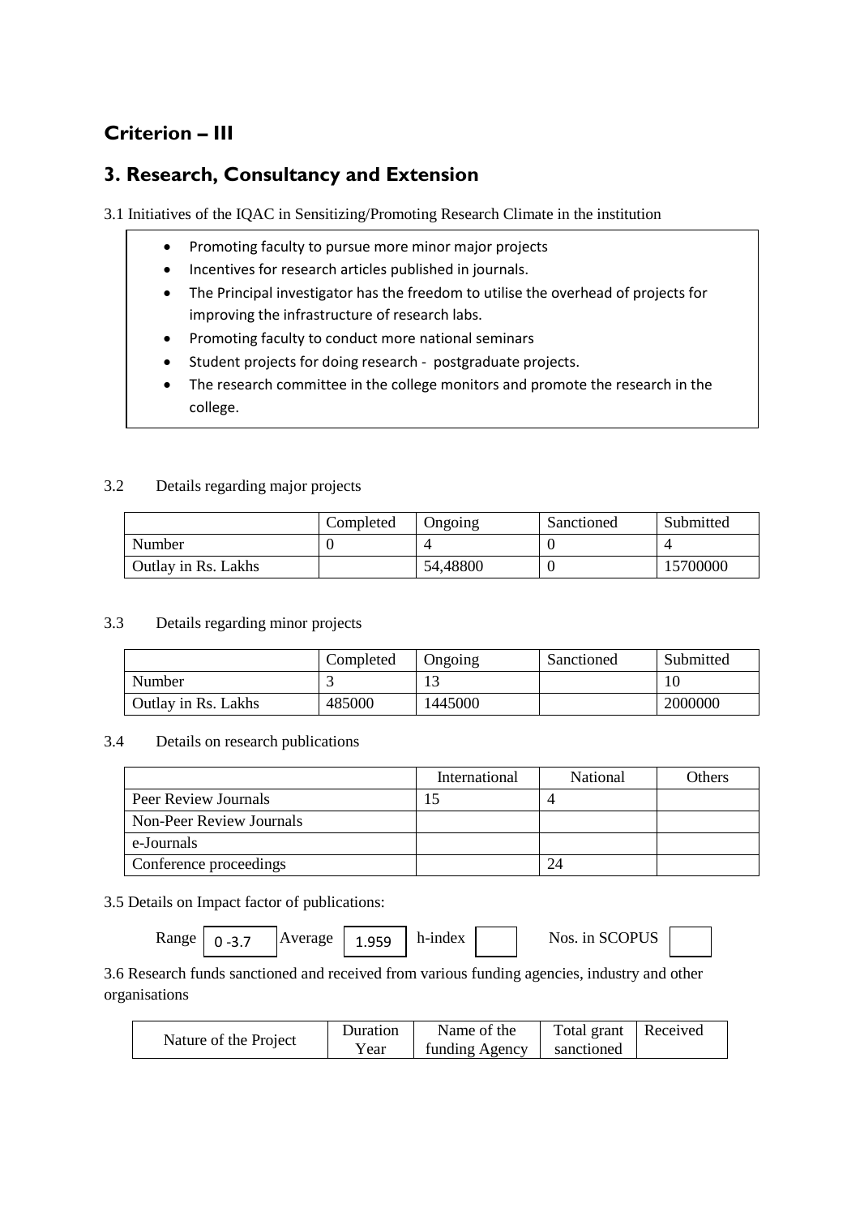## Criterion – III

## 3. Research, Consultancy and Extension

3.1 Initiatives of the IQAC in Sensitizing/Promoting Research Climate in the institution

- Promoting faculty to pursue more minor major projects
- Incentives for research articles published in journals.
- The Principal investigator has the freedom to utilise the overhead of projects for improving the infrastructure of research labs.
- Promoting faculty to conduct more national seminars
- Student projects for doing research - postgraduate projects.
- The research committee in the college monitors and promote the research in the college.

3.2 Details regarding major projects

| | Completed | Ongoing | Sanctioned | Submitted |
|---|---|---|---|---|
| Number | 0 | 4 | 0 | 4 |
| Outlay in Rs. Lakhs | | 54,48800 | 0 | 15700000 |

3.3 Details regarding minor projects

| | Completed | Ongoing | Sanctioned | Submitted |
|---|---|---|---|---|
| Number | 3 | 13 | | 10 |
| Outlay in Rs. Lakhs | 485000 | 1445000 | | 2000000 |

3.4 Details on research publications

| | International | National | Others |
|---|---|---|---|
| Peer Review Journals | 15 | 4 | |
| Non-Peer Review Journals | | | |
| e-Journals | | | |
| Conference proceedings | | 24 | |

3.5 Details on Impact factor of publications:

Range 0 -3.7 Average 1.959 h-index Nos. in SCOPUS

3.6 Research funds sanctioned and received from various funding agencies, industry and other organisations

| Nature of the Project | Duration Year | Name of the funding Agency | Total grant sanctioned | Received |
|---|---|---|---|---|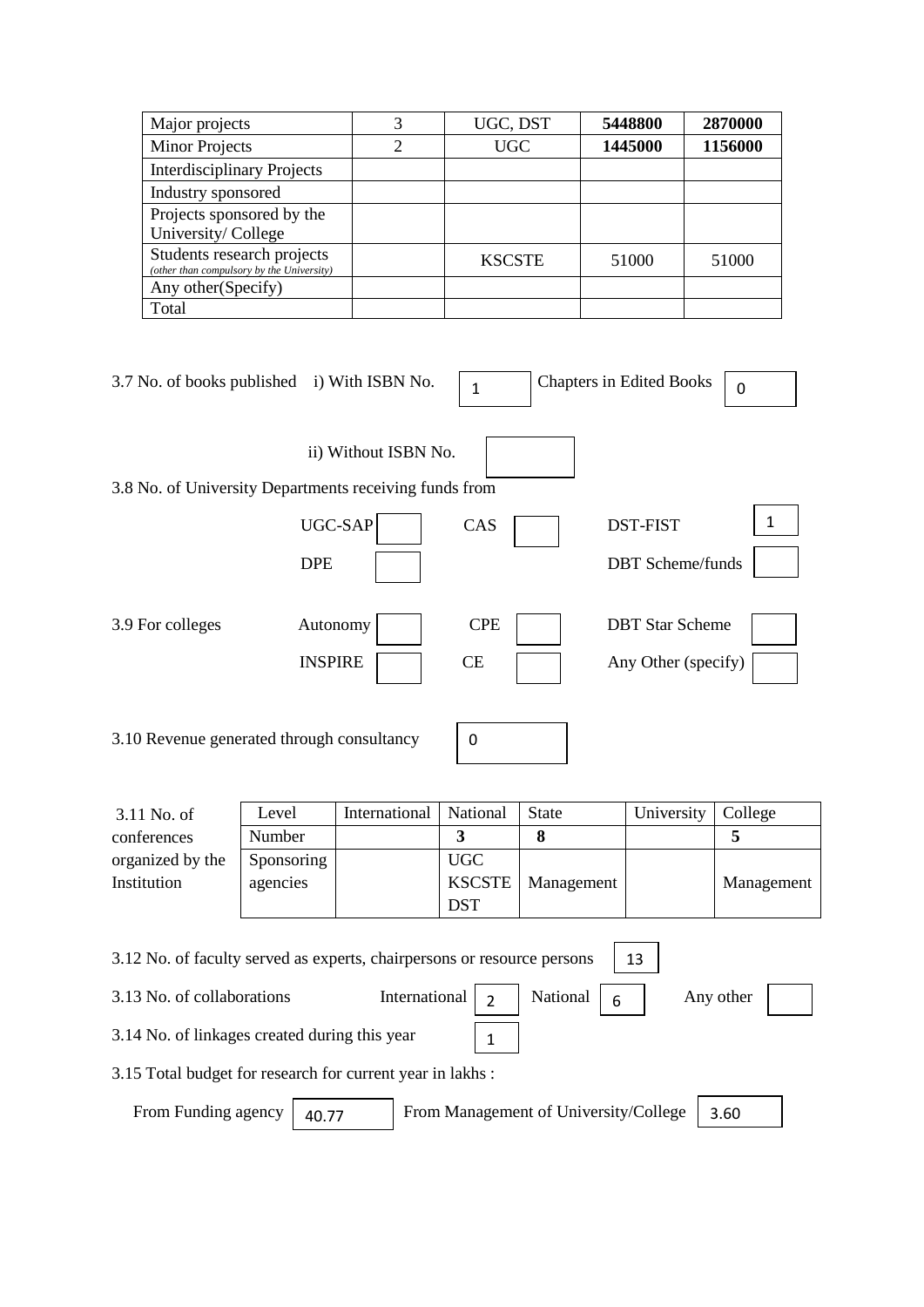| Major projects | 3 | UGC, DST | **5448800** | **2870000** |
|---|---|---|---|---|
| Minor Projects | 2 | UGC | **1445000** | **1156000** |
| Interdisciplinary Projects | | | | |
| Industry sponsored | | | | |
| Projects sponsored by the University/ College | | | | |
| Students research projects *(other than compulsory by the University)* | | KSCSTE | 51000 | 51000 |
| Any other(Specify) | | | | |
| Total | | | | |

3.7 No. of books published i) With ISBN No. 1 Chapters in Edited Books 0

ii) Without ISBN No.

3.8 No. of University Departments receiving funds from

| UGC-SAP | | CAS | | DST-FIST | 1 |
|---|---|---|---|---|---|
| DPE | | | | DBT Scheme/funds | |

3.9 For colleges

| Autonomy | | CPE | | DBT Star Scheme | |
|---|---|---|---|---|---|
| INSPIRE | | CE | | Any Other (specify) | |

3.10 Revenue generated through consultancy 0

3.11 No. of conferences organized by the Institution

| Level | International | National | State | University | College |
|---|---|---|---|---|---|
| Number | | **3** | **8** | | **5** |
| Sponsoring agencies | | UGC KSCSTE DST | Management | | Management |

3.12 No. of faculty served as experts, chairpersons or resource persons 13

3.13 No. of collaborations International 2 National 6 Any other

3.14 No. of linkages created during this year 1

3.15 Total budget for research for current year in lakhs :

From Funding agency 40.77 From Management of University/College 3.60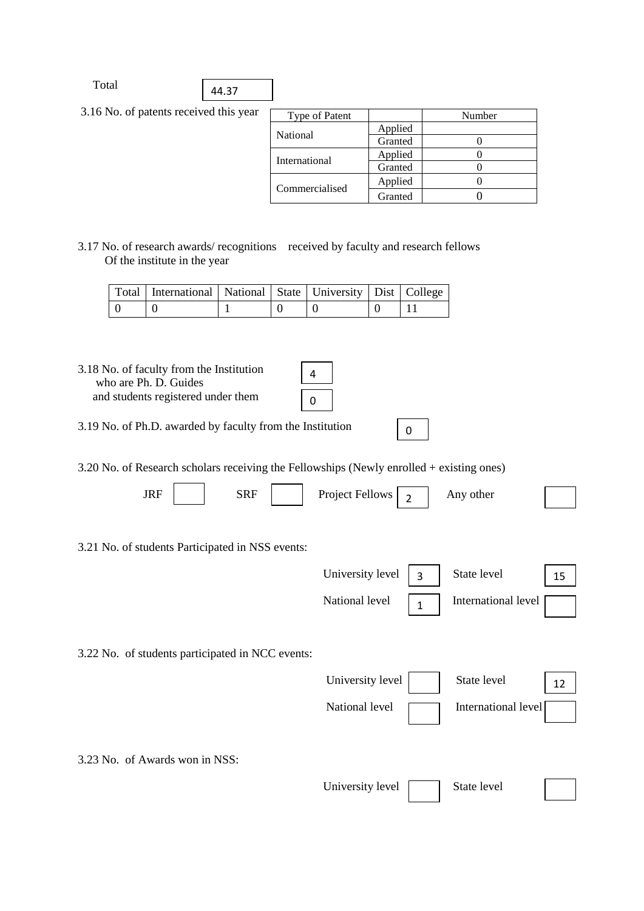Total 44.37

3.16 No. of patents received this year

| Type of Patent | | Number |
|---|---|---|
| National | Applied | |
| | Granted | 0 |
| International | Applied | 0 |
| | Granted | 0 |
| Commercialised | Applied | 0 |
| | Granted | 0 |

3.17 No. of research awards/ recognitions received by faculty and research fellows Of the institute in the year

| Total | International | National | State | University | Dist | College |
|---|---|---|---|---|---|---|
| 0 | 0 | 1 | 0 | 0 | 0 | 11 |

3.18 No. of faculty from the Institution who are Ph. D. Guides 4
and students registered under them 0

3.19 No. of Ph.D. awarded by faculty from the Institution 0

3.20 No. of Research scholars receiving the Fellowships (Newly enrolled + existing ones)

JRF &nbsp;&nbsp; SRF &nbsp;&nbsp; Project Fellows 2 &nbsp;&nbsp; Any other

3.21 No. of students Participated in NSS events:

University level 3 &nbsp;&nbsp; State level 15

National level 1 &nbsp;&nbsp; International level

3.22 No. of students participated in NCC events:

University level &nbsp;&nbsp; State level 12

National level &nbsp;&nbsp; International level

3.23 No. of Awards won in NSS:

University level &nbsp;&nbsp; State level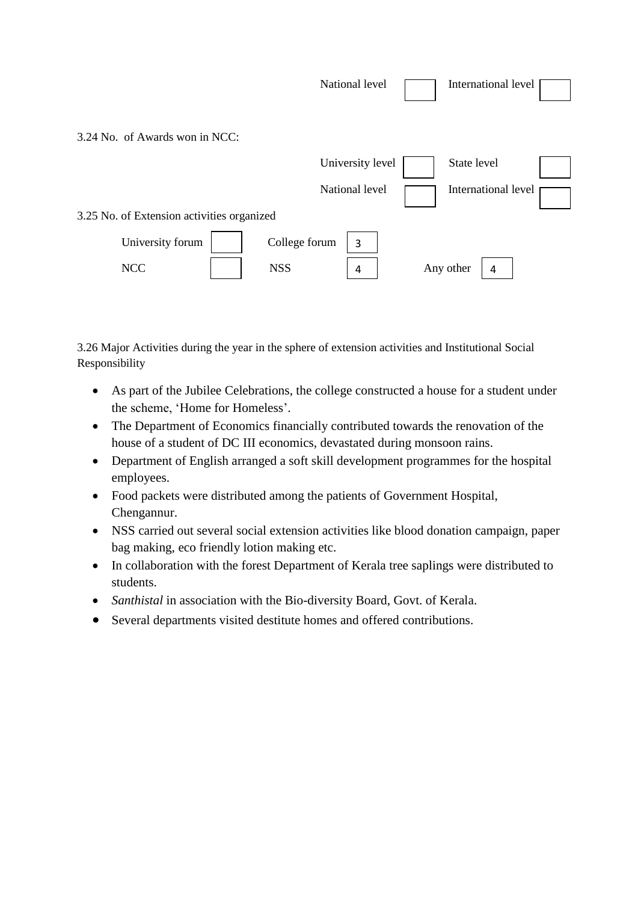| | | | |
|---|---|---|---|
| National level | | International level | |

3.24 No. of Awards won in NCC:

| | | | |
|---|---|---|---|
| University level | | State level | |
| National level | | International level | |

3.25 No. of Extension activities organized

| | | | | | |
|---|---|---|---|---|---|
| University forum | | College forum | 3 | | |
| NCC | | NSS | 4 | Any other | 4 |

3.26 Major Activities during the year in the sphere of extension activities and Institutional Social Responsibility

- As part of the Jubilee Celebrations, the college constructed a house for a student under the scheme, 'Home for Homeless'.
- The Department of Economics financially contributed towards the renovation of the house of a student of DC III economics, devastated during monsoon rains.
- Department of English arranged a soft skill development programmes for the hospital employees.
- Food packets were distributed among the patients of Government Hospital, Chengannur.
- NSS carried out several social extension activities like blood donation campaign, paper bag making, eco friendly lotion making etc.
- In collaboration with the forest Department of Kerala tree saplings were distributed to students.
- *Santhistal* in association with the Bio-diversity Board, Govt. of Kerala.
- Several departments visited destitute homes and offered contributions.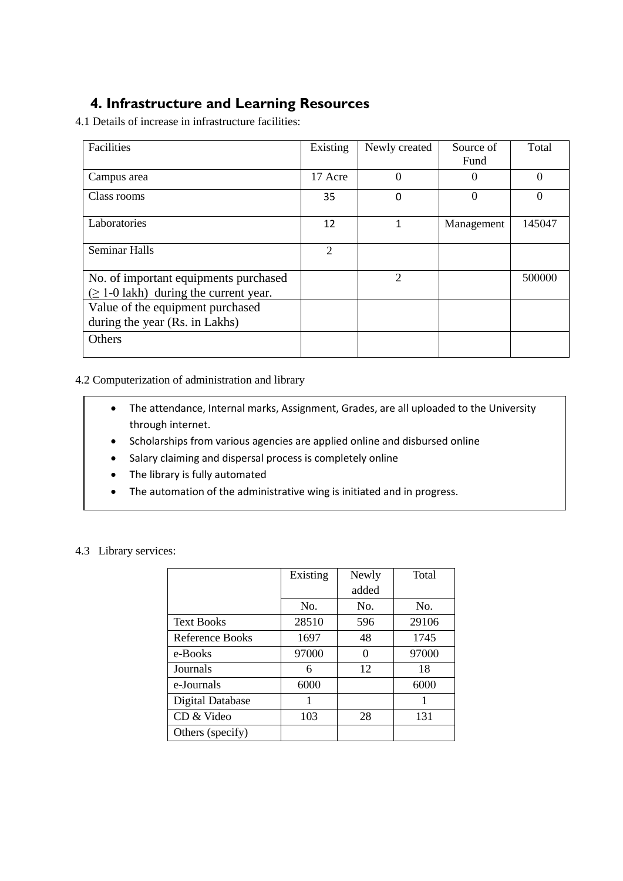## 4. Infrastructure and Learning Resources

4.1 Details of increase in infrastructure facilities:

| Facilities | Existing | Newly created | Source of Fund | Total |
|---|---|---|---|---|
| Campus area | 17 Acre | 0 | 0 | 0 |
| Class rooms | 35 | 0 | 0 | 0 |
| Laboratories | 12 | 1 | Management | 145047 |
| Seminar Halls | 2 | | | |
| No. of important equipments purchased (≥ 1-0 lakh) during the current year. | | 2 | | 500000 |
| Value of the equipment purchased during the year (Rs. in Lakhs) | | | | |
| Others | | | | |

4.2 Computerization of administration and library

- The attendance, Internal marks, Assignment, Grades, are all uploaded to the University through internet.
- Scholarships from various agencies are applied online and disbursed online
- Salary claiming and dispersal process is completely online
- The library is fully automated
- The automation of the administrative wing is initiated and in progress.

4.3 Library services:

| | Existing | Newly added | Total |
|---|---|---|---|
| | No. | No. | No. |
| Text Books | 28510 | 596 | 29106 |
| Reference Books | 1697 | 48 | 1745 |
| e-Books | 97000 | 0 | 97000 |
| Journals | 6 | 12 | 18 |
| e-Journals | 6000 | | 6000 |
| Digital Database | 1 | | 1 |
| CD & Video | 103 | 28 | 131 |
| Others (specify) | | | |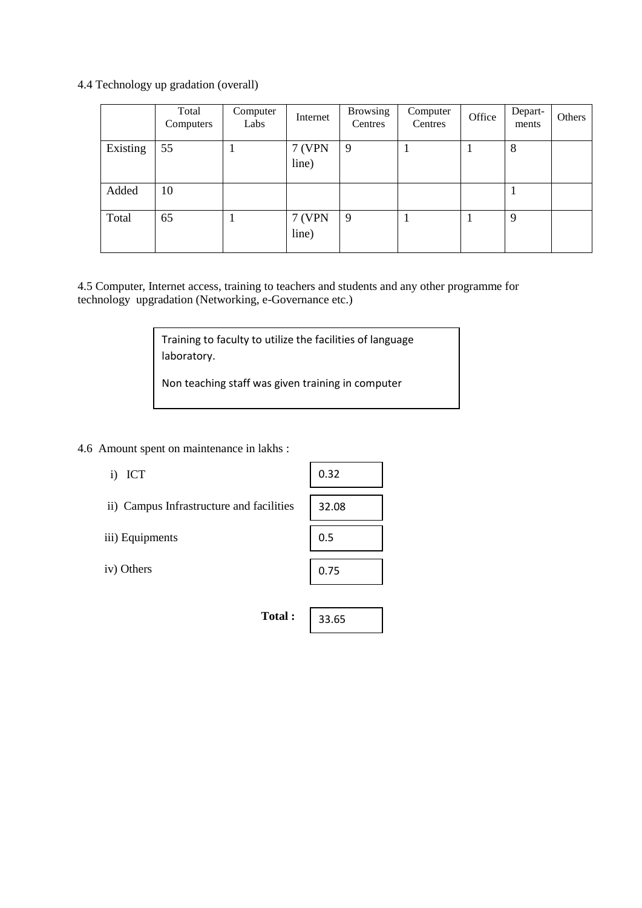4.4 Technology up gradation (overall)

| | Total Computers | Computer Labs | Internet | Browsing Centres | Computer Centres | Office | Depart-ments | Others |
|---|---|---|---|---|---|---|---|---|
| Existing | 55 | 1 | 7 (VPN line) | 9 | 1 | 1 | 8 | |
| Added | 10 | | | | | | 1 | |
| Total | 65 | 1 | 7 (VPN line) | 9 | 1 | 1 | 9 | |

4.5 Computer, Internet access, training to teachers and students and any other programme for technology upgradation (Networking, e-Governance etc.)

Training to faculty to utilize the facilities of language laboratory.

Non teaching staff was given training in computer

4.6 Amount spent on maintenance in lakhs :

| | |
|---|---|
| i) ICT | 0.32 |
| ii) Campus Infrastructure and facilities | 32.08 |
| iii) Equipments | 0.5 |
| iv) Others | 0.75 |
| **Total :** | 33.65 |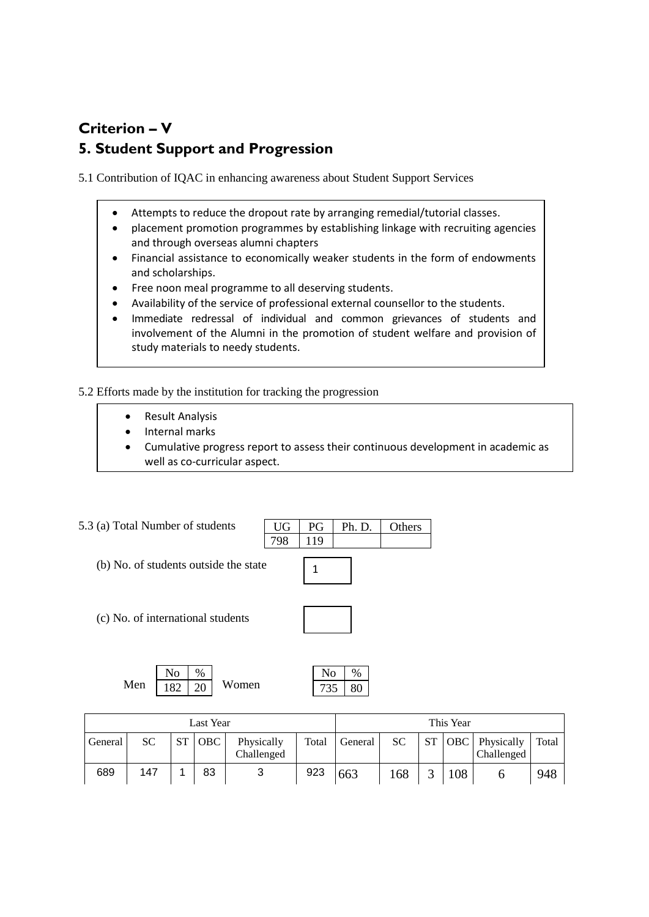# Criterion – V

## 5. Student Support and Progression

5.1 Contribution of IQAC in enhancing awareness about Student Support Services

- Attempts to reduce the dropout rate by arranging remedial/tutorial classes.
- placement promotion programmes by establishing linkage with recruiting agencies and through overseas alumni chapters
- Financial assistance to economically weaker students in the form of endowments and scholarships.
- Free noon meal programme to all deserving students.
- Availability of the service of professional external counsellor to the students.
- Immediate redressal of individual and common grievances of students and involvement of the Alumni in the promotion of student welfare and provision of study materials to needy students.

5.2 Efforts made by the institution for tracking the progression

- Result Analysis
- Internal marks
- Cumulative progress report to assess their continuous development in academic as well as co-curricular aspect.

5.3 (a) Total Number of students

| UG | PG | Ph. D. | Others |
|---|---|---|---|
| 798 | 119 | | |

(b) No. of students outside the state: 1

(c) No. of international students:

| | No | % |
|---|---|---|
| Men | 182 | 20 |
| Women | 735 | 80 |

| Last Year | | | | | | This Year | | | | | |
|---|---|---|---|---|---|---|---|---|---|---|---|
| General | SC | ST | OBC | Physically Challenged | Total | General | SC | ST | OBC | Physically Challenged | Total |
| 689 | 147 | 1 | 83 | 3 | 923 | 663 | 168 | 3 | 108 | 6 | 948 |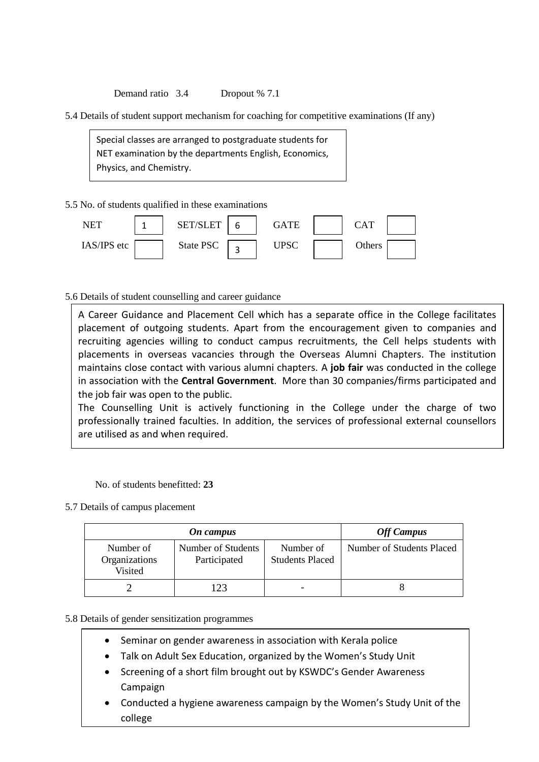Demand ratio 3.4 Dropout % 7.1

5.4 Details of student support mechanism for coaching for competitive examinations (If any)

Special classes are arranged to postgraduate students for NET examination by the departments English, Economics, Physics, and Chemistry.

5.5 No. of students qualified in these examinations

| NET | 1 | SET/SLET | 6 | GATE | | CAT | |
|---|---|---|---|---|---|---|---|
| IAS/IPS etc | | State PSC | 3 | UPSC | | Others | |

5.6 Details of student counselling and career guidance

A Career Guidance and Placement Cell which has a separate office in the College facilitates placement of outgoing students. Apart from the encouragement given to companies and recruiting agencies willing to conduct campus recruitments, the Cell helps students with placements in overseas vacancies through the Overseas Alumni Chapters. The institution maintains close contact with various alumni chapters. A **job fair** was conducted in the college in association with the **Central Government**. More than 30 companies/firms participated and the job fair was open to the public.

The Counselling Unit is actively functioning in the College under the charge of two professionally trained faculties. In addition, the services of professional external counsellors are utilised as and when required.

No. of students benefitted: **23**

5.7 Details of campus placement

| ***On campus*** | | | ***Off Campus*** |
|---|---|---|---|
| Number of Organizations Visited | Number of Students Participated | Number of Students Placed | Number of Students Placed |
| 2 | 123 | - | 8 |

5.8 Details of gender sensitization programmes

- Seminar on gender awareness in association with Kerala police
- Talk on Adult Sex Education, organized by the Women's Study Unit
- Screening of a short film brought out by KSWDC's Gender Awareness Campaign
- Conducted a hygiene awareness campaign by the Women's Study Unit of the college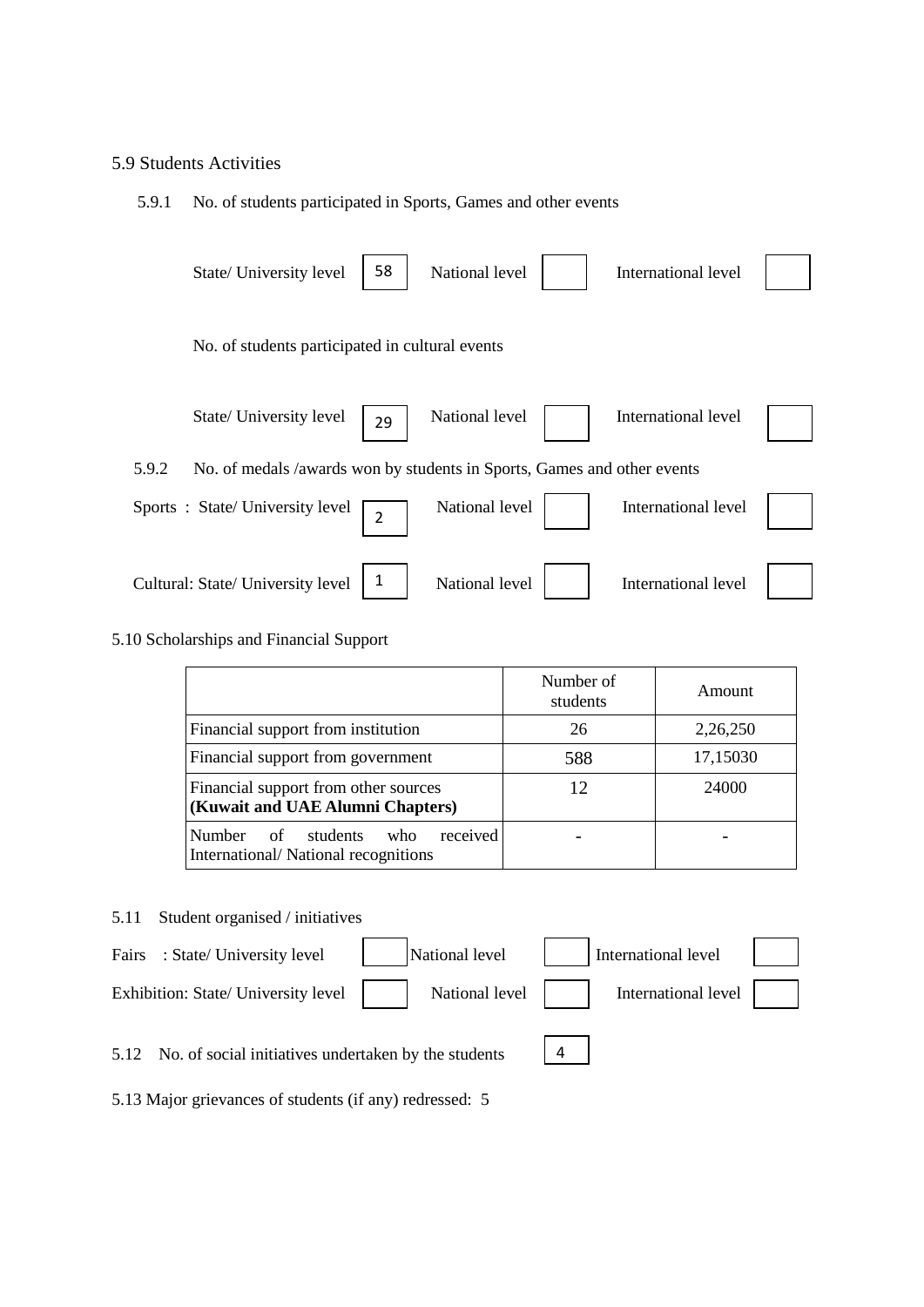5.9 Students Activities

5.9.1 No. of students participated in Sports, Games and other events

| State/ University level | 58 | National level | | International level | |
|---|---|---|---|---|---|

No. of students participated in cultural events

| State/ University level | 29 | National level | | International level | |
|---|---|---|---|---|---|

5.9.2 No. of medals /awards won by students in Sports, Games and other events

| | | | | | |
|---|---|---|---|---|---|
| Sports : State/ University level | 2 | National level | | International level | |
| Cultural: State/ University level | 1 | National level | | International level | |

5.10 Scholarships and Financial Support

| | Number of students | Amount |
|---|---|---|
| Financial support from institution | 26 | 2,26,250 |
| Financial support from government | 588 | 17,15030 |
| Financial support from other sources **(Kuwait and UAE Alumni Chapters)** | 12 | 24000 |
| Number of students who received International/ National recognitions | - | - |

5.11 Student organised / initiatives

| | | | | | |
|---|---|---|---|---|---|
| Fairs : State/ University level | | National level | | International level | |
| Exhibition: State/ University level | | National level | | International level | |

5.12 No. of social initiatives undertaken by the students: 4

5.13 Major grievances of students (if any) redressed: 5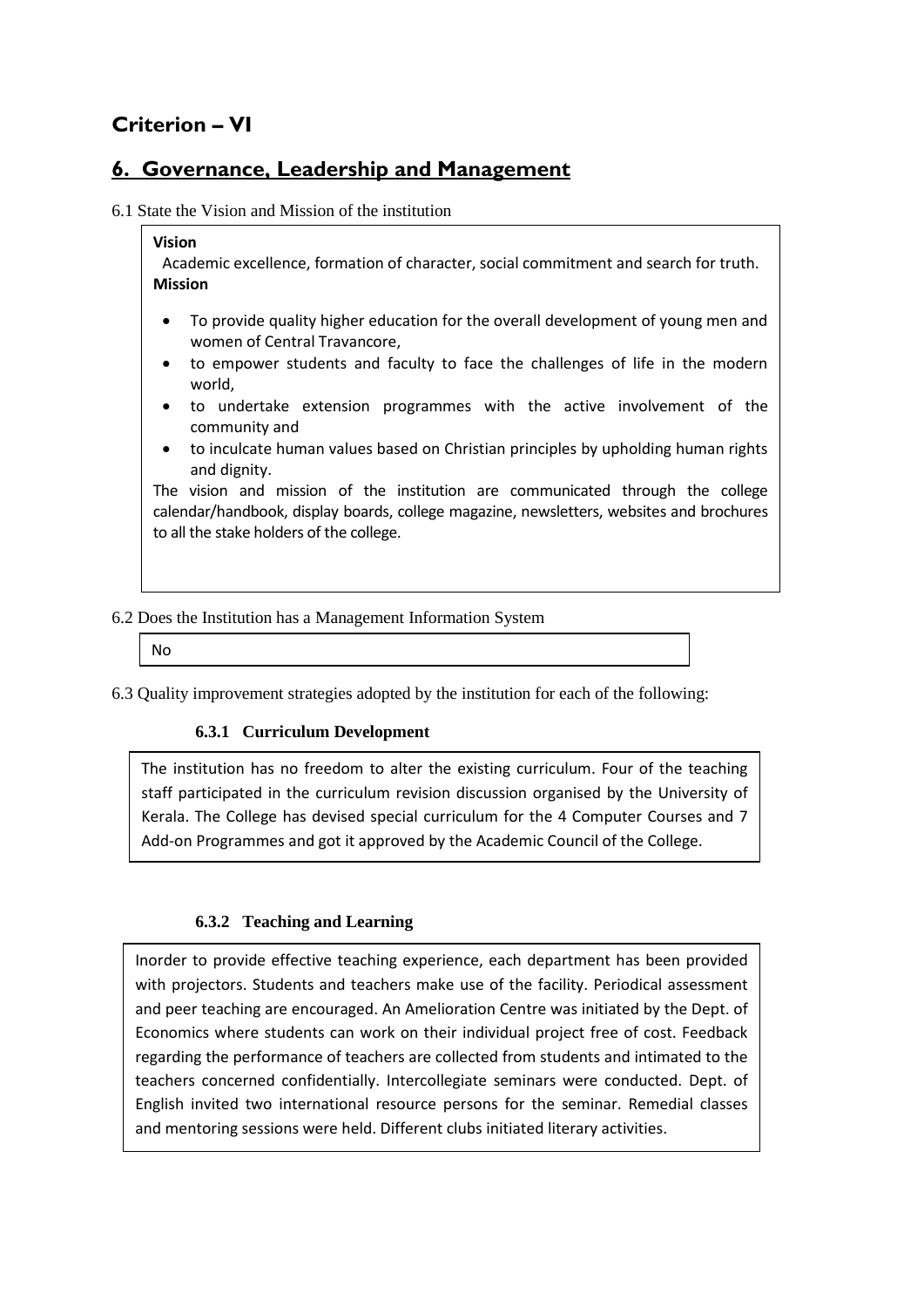## Criterion – VI

## 6. Governance, Leadership and Management

6.1 State the Vision and Mission of the institution

**Vision**

Academic excellence, formation of character, social commitment and search for truth.

**Mission**

- To provide quality higher education for the overall development of young men and women of Central Travancore,
- to empower students and faculty to face the challenges of life in the modern world,
- to undertake extension programmes with the active involvement of the community and
- to inculcate human values based on Christian principles by upholding human rights and dignity.

The vision and mission of the institution are communicated through the college calendar/handbook, display boards, college magazine, newsletters, websites and brochures to all the stake holders of the college.

6.2 Does the Institution has a Management Information System

No

6.3 Quality improvement strategies adopted by the institution for each of the following:

### 6.3.1 Curriculum Development

The institution has no freedom to alter the existing curriculum. Four of the teaching staff participated in the curriculum revision discussion organised by the University of Kerala. The College has devised special curriculum for the 4 Computer Courses and 7 Add-on Programmes and got it approved by the Academic Council of the College.

### 6.3.2 Teaching and Learning

Inorder to provide effective teaching experience, each department has been provided with projectors. Students and teachers make use of the facility. Periodical assessment and peer teaching are encouraged. An Amelioration Centre was initiated by the Dept. of Economics where students can work on their individual project free of cost. Feedback regarding the performance of teachers are collected from students and intimated to the teachers concerned confidentially. Intercollegiate seminars were conducted. Dept. of English invited two international resource persons for the seminar. Remedial classes and mentoring sessions were held. Different clubs initiated literary activities.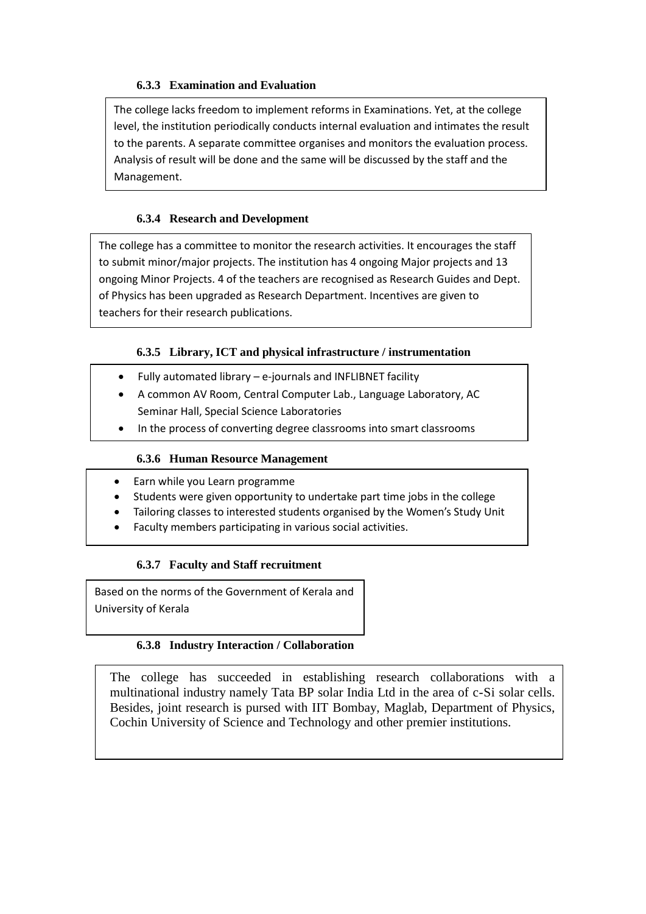#### 6.3.3 Examination and Evaluation

The college lacks freedom to implement reforms in Examinations. Yet, at the college level, the institution periodically conducts internal evaluation and intimates the result to the parents. A separate committee organises and monitors the evaluation process. Analysis of result will be done and the same will be discussed by the staff and the Management.

#### 6.3.4 Research and Development

The college has a committee to monitor the research activities. It encourages the staff to submit minor/major projects. The institution has 4 ongoing Major projects and 13 ongoing Minor Projects. 4 of the teachers are recognised as Research Guides and Dept. of Physics has been upgraded as Research Department. Incentives are given to teachers for their research publications.

#### 6.3.5 Library, ICT and physical infrastructure / instrumentation

- Fully automated library – e-journals and INFLIBNET facility
- A common AV Room, Central Computer Lab., Language Laboratory, AC Seminar Hall, Special Science Laboratories
- In the process of converting degree classrooms into smart classrooms

#### 6.3.6 Human Resource Management

- Earn while you Learn programme
- Students were given opportunity to undertake part time jobs in the college
- Tailoring classes to interested students organised by the Women's Study Unit
- Faculty members participating in various social activities.

#### 6.3.7 Faculty and Staff recruitment

Based on the norms of the Government of Kerala and University of Kerala

#### 6.3.8 Industry Interaction / Collaboration

The college has succeeded in establishing research collaborations with a multinational industry namely Tata BP solar India Ltd in the area of c-Si solar cells. Besides, joint research is pursed with IIT Bombay, Maglab, Department of Physics, Cochin University of Science and Technology and other premier institutions.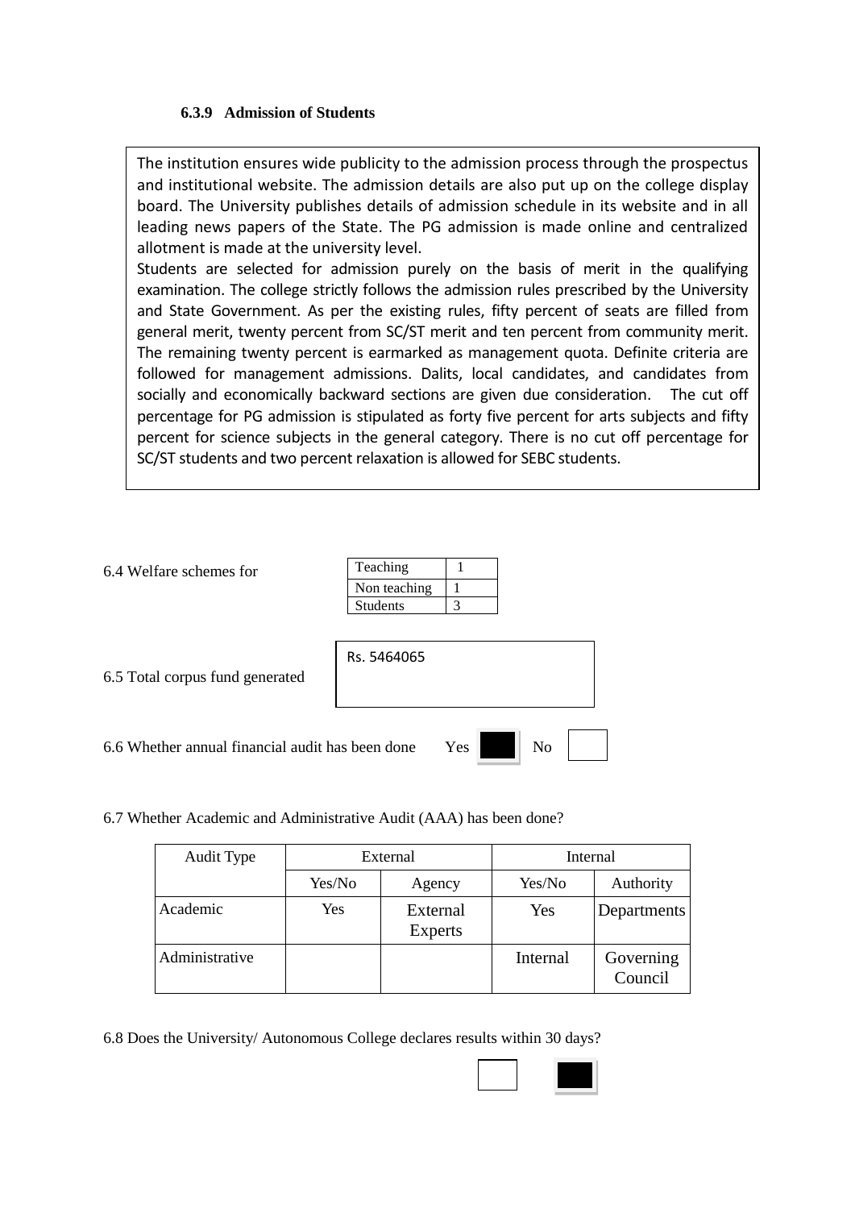#### 6.3.9 Admission of Students

The institution ensures wide publicity to the admission process through the prospectus and institutional website. The admission details are also put up on the college display board. The University publishes details of admission schedule in its website and in all leading news papers of the State. The PG admission is made online and centralized allotment is made at the university level.

Students are selected for admission purely on the basis of merit in the qualifying examination. The college strictly follows the admission rules prescribed by the University and State Government. As per the existing rules, fifty percent of seats are filled from general merit, twenty percent from SC/ST merit and ten percent from community merit. The remaining twenty percent is earmarked as management quota. Definite criteria are followed for management admissions. Dalits, local candidates, and candidates from socially and economically backward sections are given due consideration. The cut off percentage for PG admission is stipulated as forty five percent for arts subjects and fifty percent for science subjects in the general category. There is no cut off percentage for SC/ST students and two percent relaxation is allowed for SEBC students.

6.4 Welfare schemes for

| | |
|---|---|
| Teaching | 1 |
| Non teaching | 1 |
| Students | 3 |

6.5 Total corpus fund generated: Rs. 5464065

6.6 Whether annual financial audit has been done Yes ■ No ☐

6.7 Whether Academic and Administrative Audit (AAA) has been done?

| Audit Type | External | | Internal | |
|---|---|---|---|---|
| | Yes/No | Agency | Yes/No | Authority |
| Academic | Yes | External Experts | Yes | Departments |
| Administrative | | | Internal | Governing Council |

6.8 Does the University/ Autonomous College declares results within 30 days?

☐ ■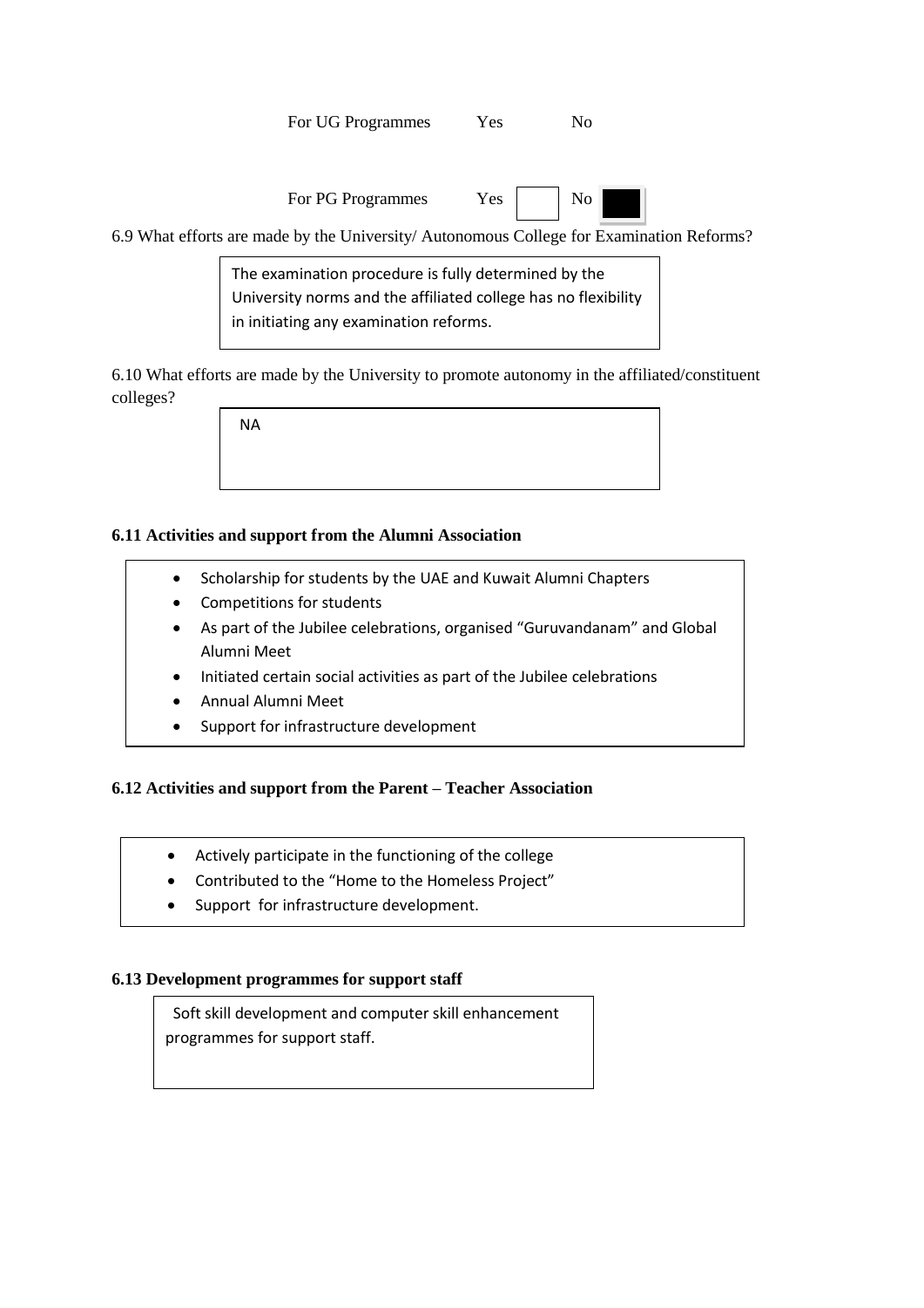For UG Programmes Yes No

For PG Programmes Yes ☐ No ■

6.9 What efforts are made by the University/ Autonomous College for Examination Reforms?

> The examination procedure is fully determined by the University norms and the affiliated college has no flexibility in initiating any examination reforms.

6.10 What efforts are made by the University to promote autonomy in the affiliated/constituent colleges?

> NA

**6.11 Activities and support from the Alumni Association**

- Scholarship for students by the UAE and Kuwait Alumni Chapters
- Competitions for students
- As part of the Jubilee celebrations, organised "Guruvandanam" and Global Alumni Meet
- Initiated certain social activities as part of the Jubilee celebrations
- Annual Alumni Meet
- Support for infrastructure development

**6.12 Activities and support from the Parent – Teacher Association**

- Actively participate in the functioning of the college
- Contributed to the "Home to the Homeless Project"
- Support for infrastructure development.

**6.13 Development programmes for support staff**

> Soft skill development and computer skill enhancement programmes for support staff.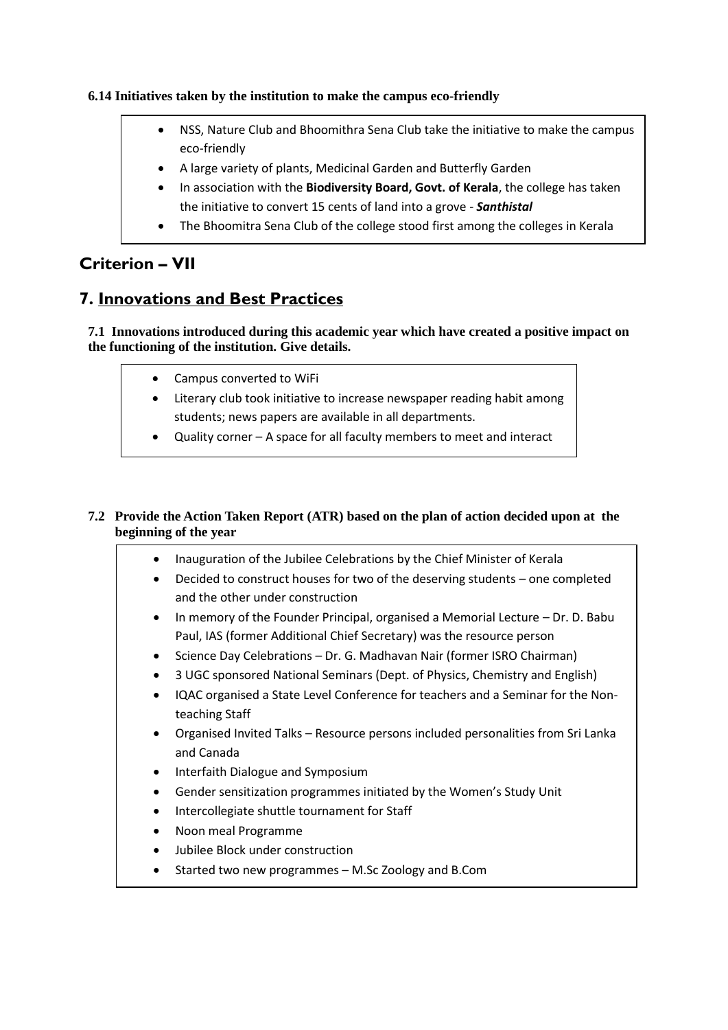**6.14 Initiatives taken by the institution to make the campus eco-friendly**

- NSS, Nature Club and Bhoomithra Sena Club take the initiative to make the campus eco-friendly
- A large variety of plants, Medicinal Garden and Butterfly Garden
- In association with the **Biodiversity Board, Govt. of Kerala**, the college has taken the initiative to convert 15 cents of land into a grove - ***Santhistal***
- The Bhoomitra Sena Club of the college stood first among the colleges in Kerala

## Criterion – VII

## 7. Innovations and Best Practices

**7.1 Innovations introduced during this academic year which have created a positive impact on the functioning of the institution. Give details.**

- Campus converted to WiFi
- Literary club took initiative to increase newspaper reading habit among students; news papers are available in all departments.
- Quality corner – A space for all faculty members to meet and interact

**7.2 Provide the Action Taken Report (ATR) based on the plan of action decided upon at the beginning of the year**

- Inauguration of the Jubilee Celebrations by the Chief Minister of Kerala
- Decided to construct houses for two of the deserving students – one completed and the other under construction
- In memory of the Founder Principal, organised a Memorial Lecture – Dr. D. Babu Paul, IAS (former Additional Chief Secretary) was the resource person
- Science Day Celebrations – Dr. G. Madhavan Nair (former ISRO Chairman)
- 3 UGC sponsored National Seminars (Dept. of Physics, Chemistry and English)
- IQAC organised a State Level Conference for teachers and a Seminar for the Non-teaching Staff
- Organised Invited Talks – Resource persons included personalities from Sri Lanka and Canada
- Interfaith Dialogue and Symposium
- Gender sensitization programmes initiated by the Women's Study Unit
- Intercollegiate shuttle tournament for Staff
- Noon meal Programme
- Jubilee Block under construction
- Started two new programmes – M.Sc Zoology and B.Com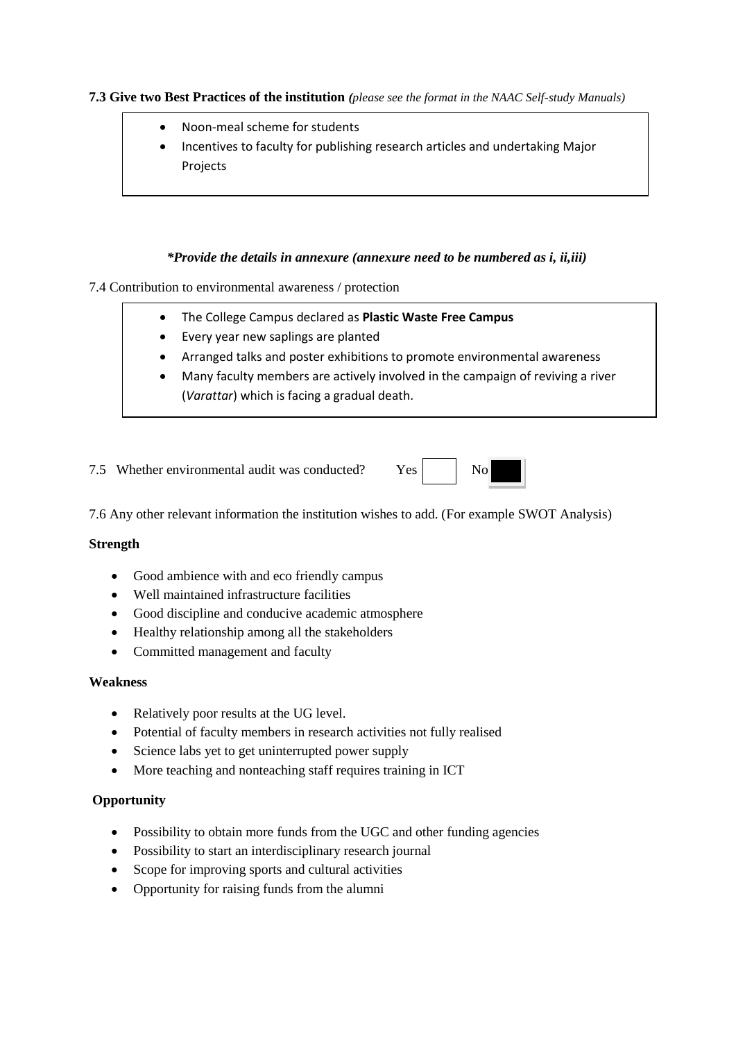**7.3 Give two Best Practices of the institution** *(please see the format in the NAAC Self-study Manuals)*

- Noon-meal scheme for students
- Incentives to faculty for publishing research articles and undertaking Major Projects

***Provide the details in annexure (annexure need to be numbered as i, ii,iii)***

7.4 Contribution to environmental awareness / protection

- The College Campus declared as **Plastic Waste Free Campus**
- Every year new saplings are planted
- Arranged talks and poster exhibitions to promote environmental awareness
- Many faculty members are actively involved in the campaign of reviving a river (*Varattar*) which is facing a gradual death.

7.5 Whether environmental audit was conducted? Yes ☐ No ■

7.6 Any other relevant information the institution wishes to add. (For example SWOT Analysis)

**Strength**

- Good ambience with and eco friendly campus
- Well maintained infrastructure facilities
- Good discipline and conducive academic atmosphere
- Healthy relationship among all the stakeholders
- Committed management and faculty

**Weakness**

- Relatively poor results at the UG level.
- Potential of faculty members in research activities not fully realised
- Science labs yet to get uninterrupted power supply
- More teaching and nonteaching staff requires training in ICT

**Opportunity**

- Possibility to obtain more funds from the UGC and other funding agencies
- Possibility to start an interdisciplinary research journal
- Scope for improving sports and cultural activities
- Opportunity for raising funds from the alumni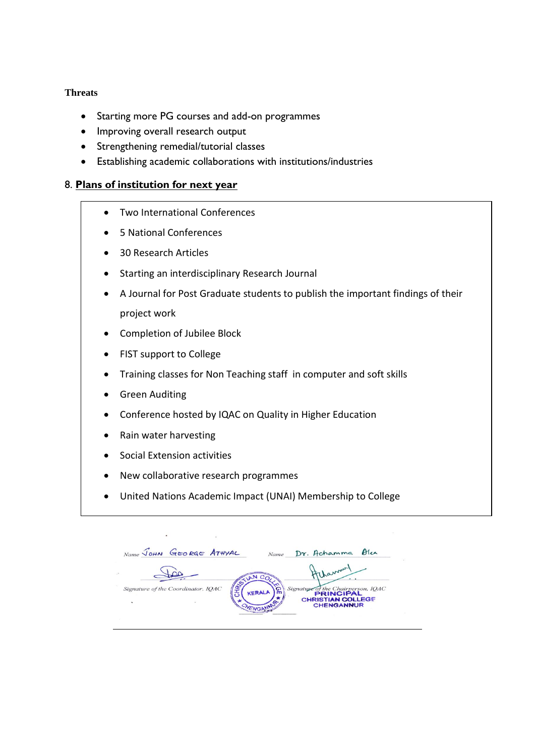**Threats**

- Starting more PG courses and add-on programmes
- Improving overall research output
- Strengthening remedial/tutorial classes
- Establishing academic collaborations with institutions/industries

8. **Plans of institution for next year**

- Two International Conferences
- 5 National Conferences
- 30 Research Articles
- Starting an interdisciplinary Research Journal
- A Journal for Post Graduate students to publish the important findings of their project work
- Completion of Jubilee Block
- FIST support to College
- Training classes for Non Teaching staff in computer and soft skills
- Green Auditing
- Conference hosted by IQAC on Quality in Higher Education
- Rain water harvesting
- Social Extension activities
- New collaborative research programmes
- United Nations Academic Impact (UNAI) Membership to College

Name JOHN GEORGE ATHYAL

Signature of the Coordinator, IQAC

Name Dr. Achamma Alex

Signature of the Chairperson, IQAC

PRINCIPAL
CHRISTIAN COLLEGE
CHENGANNUR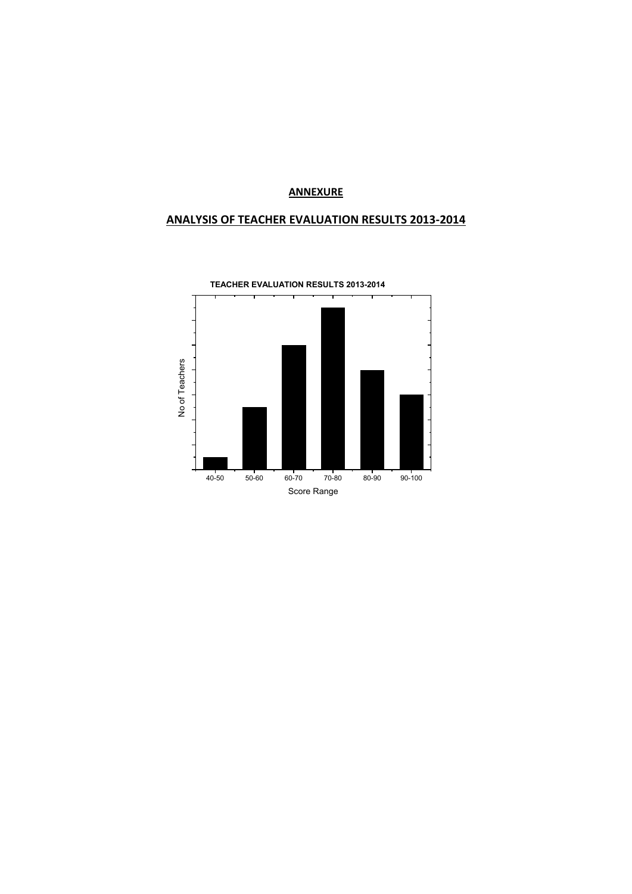## ANNEXURE

## ANALYSIS OF TEACHER EVALUATION RESULTS 2013-2014

TEACHER EVALUATION RESULTS 2013-2014

No of Teachers

40-50
50-60
60-70
70-80
80-90
90-100

Score Range